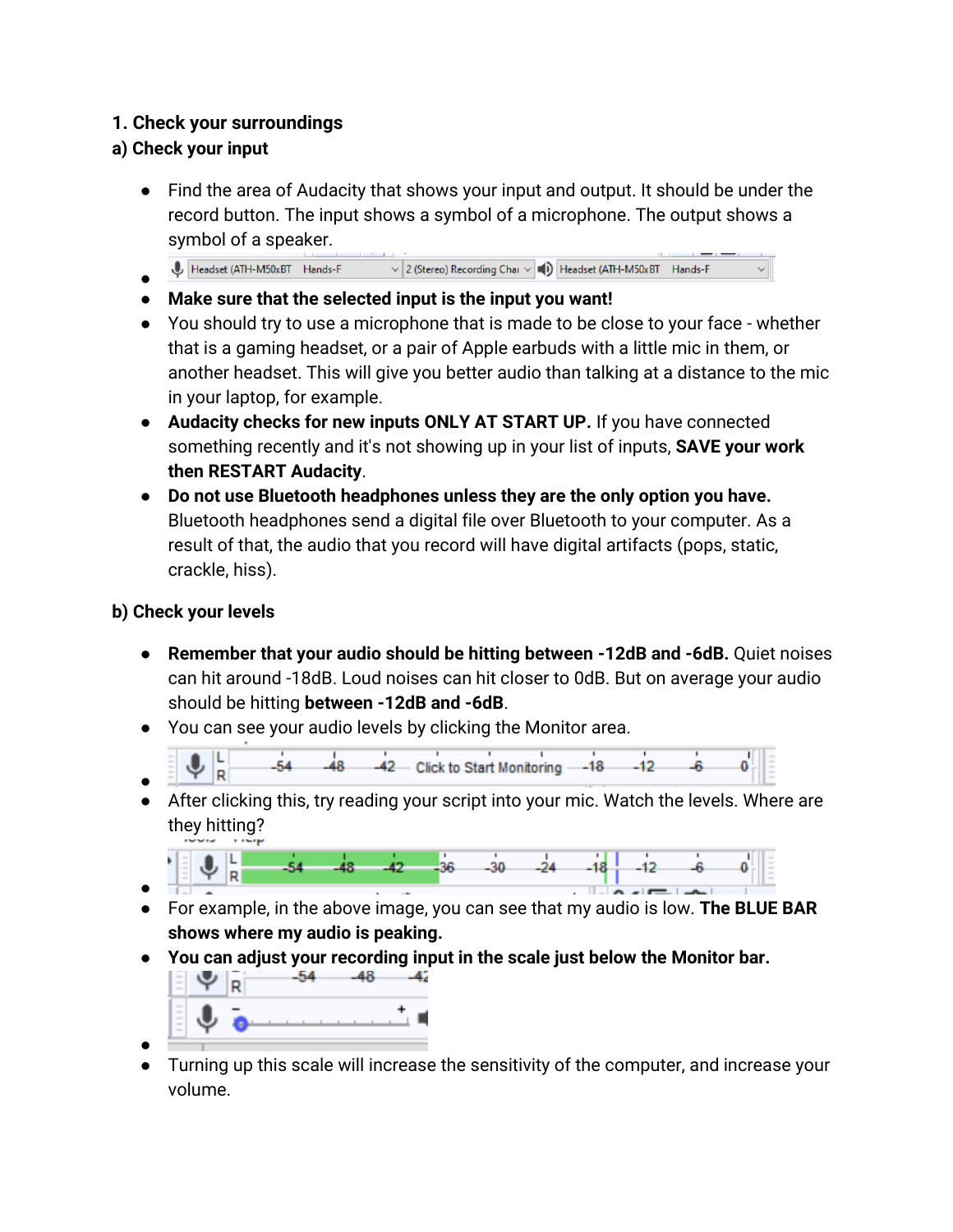**1. Check your surroundings**

**a) Check your input**

- Find the area of Audacity that shows your input and output. It should be under the record button. The input shows a symbol of a microphone. The output shows a symbol of a speaker.
- 
- **Make sure that the selected input is the input you want!**
- You should try to use a microphone that is made to be close to your face - whether that is a gaming headset, or a pair of Apple earbuds with a little mic in them, or another headset. This will give you better audio than talking at a distance to the mic in your laptop, for example.
- **Audacity checks for new inputs ONLY AT START UP.** If you have connected something recently and it's not showing up in your list of inputs, **SAVE your work then RESTART Audacity**.
- **Do not use Bluetooth headphones unless they are the only option you have.** Bluetooth headphones send a digital file over Bluetooth to your computer. As a result of that, the audio that you record will have digital artifacts (pops, static, crackle, hiss).

**b) Check your levels**

- **Remember that your audio should be hitting between -12dB and -6dB.** Quiet noises can hit around -18dB. Loud noises can hit closer to 0dB. But on average your audio should be hitting **between -12dB and -6dB**.
- You can see your audio levels by clicking the Monitor area.
- 
- After clicking this, try reading your script into your mic. Watch the levels. Where are they hitting?
- 
- For example, in the above image, you can see that my audio is low. **The BLUE BAR shows where my audio is peaking.**
- **You can adjust your recording input in the scale just below the Monitor bar.**
- 
- Turning up this scale will increase the sensitivity of the computer, and increase your volume.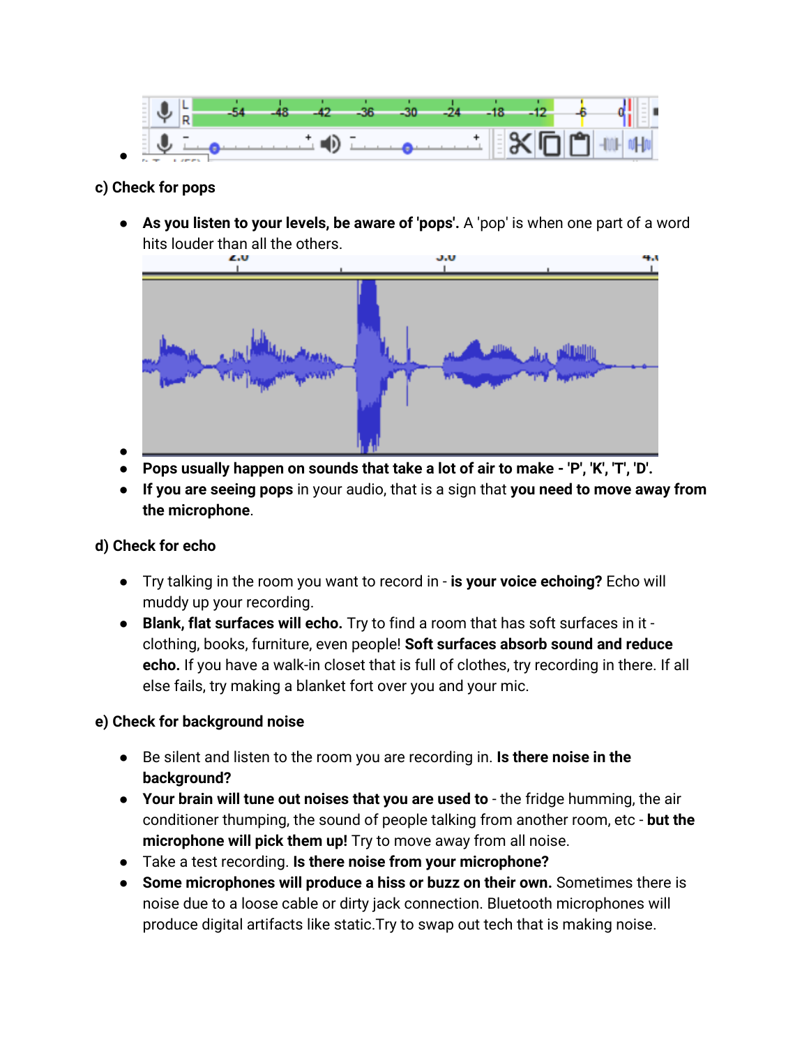- 

### c) Check for pops

- **As you listen to your levels, be aware of 'pops'.** A 'pop' is when one part of a word hits louder than all the others.
- 
- **Pops usually happen on sounds that take a lot of air to make - 'P', 'K', 'T', 'D'.**
- **If you are seeing pops** in your audio, that is a sign that **you need to move away from the microphone**.

### d) Check for echo

- Try talking in the room you want to record in - **is your voice echoing?** Echo will muddy up your recording.
- **Blank, flat surfaces will echo.** Try to find a room that has soft surfaces in it - clothing, books, furniture, even people! **Soft surfaces absorb sound and reduce echo.** If you have a walk-in closet that is full of clothes, try recording in there. If all else fails, try making a blanket fort over you and your mic.

### e) Check for background noise

- Be silent and listen to the room you are recording in. **Is there noise in the background?**
- **Your brain will tune out noises that you are used to** - the fridge humming, the air conditioner thumping, the sound of people talking from another room, etc - **but the microphone will pick them up!** Try to move away from all noise.
- Take a test recording. **Is there noise from your microphone?**
- **Some microphones will produce a hiss or buzz on their own.** Sometimes there is noise due to a loose cable or dirty jack connection. Bluetooth microphones will produce digital artifacts like static.Try to swap out tech that is making noise.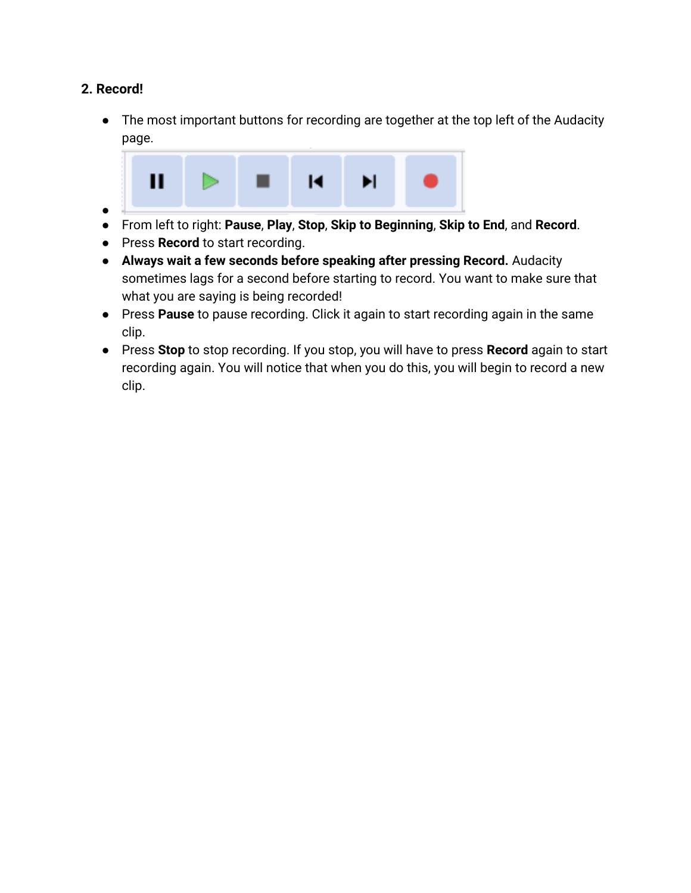**2. Record!**

- The most important buttons for recording are together at the top left of the Audacity page.
- 
- From left to right: **Pause**, **Play**, **Stop**, **Skip to Beginning**, **Skip to End**, and **Record**.
- Press **Record** to start recording.
- **Always wait a few seconds before speaking after pressing Record.** Audacity sometimes lags for a second before starting to record. You want to make sure that what you are saying is being recorded!
- Press **Pause** to pause recording. Click it again to start recording again in the same clip.
- Press **Stop** to stop recording. If you stop, you will have to press **Record** again to start recording again. You will notice that when you do this, you will begin to record a new clip.